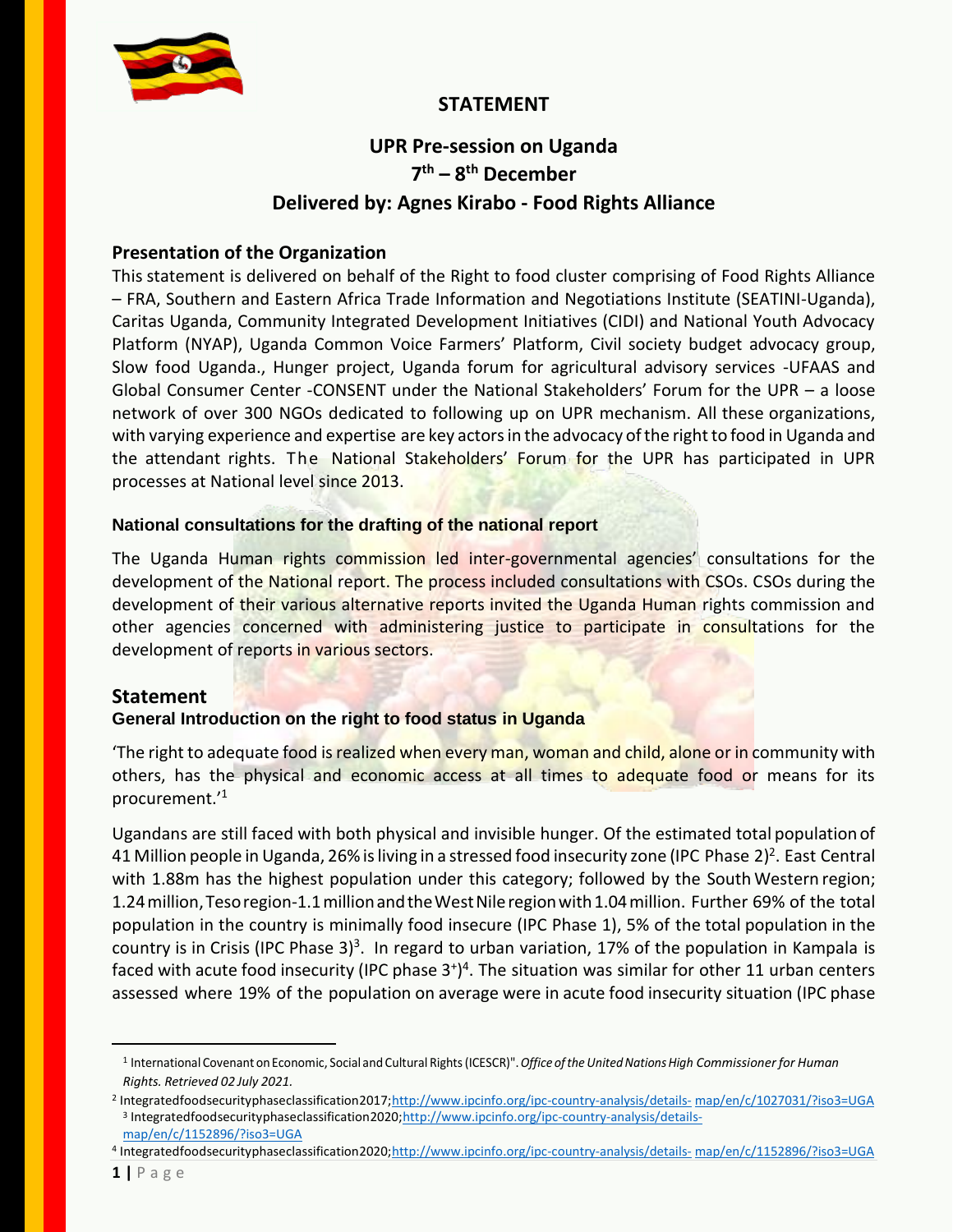## STATEMENT

## UPR Pre-session on Uganda
## 7th – 8th December
## Delivered by: Agnes Kirabo - Food Rights Alliance

### Presentation of the Organization

This statement is delivered on behalf of the Right to food cluster comprising of Food Rights Alliance – FRA, Southern and Eastern Africa Trade Information and Negotiations Institute (SEATINI-Uganda), Caritas Uganda, Community Integrated Development Initiatives (CIDI) and National Youth Advocacy Platform (NYAP), Uganda Common Voice Farmers' Platform, Civil society budget advocacy group, Slow food Uganda., Hunger project, Uganda forum for agricultural advisory services -UFAAS and Global Consumer Center -CONSENT under the National Stakeholders' Forum for the UPR – a loose network of over 300 NGOs dedicated to following up on UPR mechanism. All these organizations, with varying experience and expertise are key actors in the advocacy of the right to food in Uganda and the attendant rights. The National Stakeholders' Forum for the UPR has participated in UPR processes at National level since 2013.

### National consultations for the drafting of the national report

The Uganda Human rights commission led inter-governmental agencies' consultations for the development of the National report. The process included consultations with CSOs. CSOs during the development of their various alternative reports invited the Uganda Human rights commission and other agencies concerned with administering justice to participate in consultations for the development of reports in various sectors.

### Statement

#### General Introduction on the right to food status in Uganda

'The right to adequate food is realized when every man, woman and child, alone or in community with others, has the physical and economic access at all times to adequate food or means for its procurement.'[1]

Ugandans are still faced with both physical and invisible hunger. Of the estimated total population of 41 Million people in Uganda, 26% is living in a stressed food insecurity zone (IPC Phase 2)[2]. East Central with 1.88m has the highest population under this category; followed by the South Western region; 1.24 million, Teso region-1.1 million and the West Nile region with 1.04 million. Further 69% of the total population in the country is minimally food insecure (IPC Phase 1), 5% of the total population in the country is in Crisis (IPC Phase 3)[3]. In regard to urban variation, 17% of the population in Kampala is faced with acute food insecurity (IPC phase 3+)[4]. The situation was similar for other 11 urban centers assessed where 19% of the population on average were in acute food insecurity situation (IPC phase

---

[1] International Covenant on Economic, Social and Cultural Rights (ICESCR)". *Office of the United Nations High Commissioner for Human Rights. Retrieved 02 July 2021.*

[2] Integratedfoodsecurityphaseclassification2017;http://www.ipcinfo.org/ipc-country-analysis/details- map/en/c/1027031/?iso3=UGA

[3] Integratedfoodsecurityphaseclassification2020;http://www.ipcinfo.org/ipc-country-analysis/details- map/en/c/1152896/?iso3=UGA

[4] Integratedfoodsecurityphaseclassification2020;http://www.ipcinfo.org/ipc-country-analysis/details- map/en/c/1152896/?iso3=UGA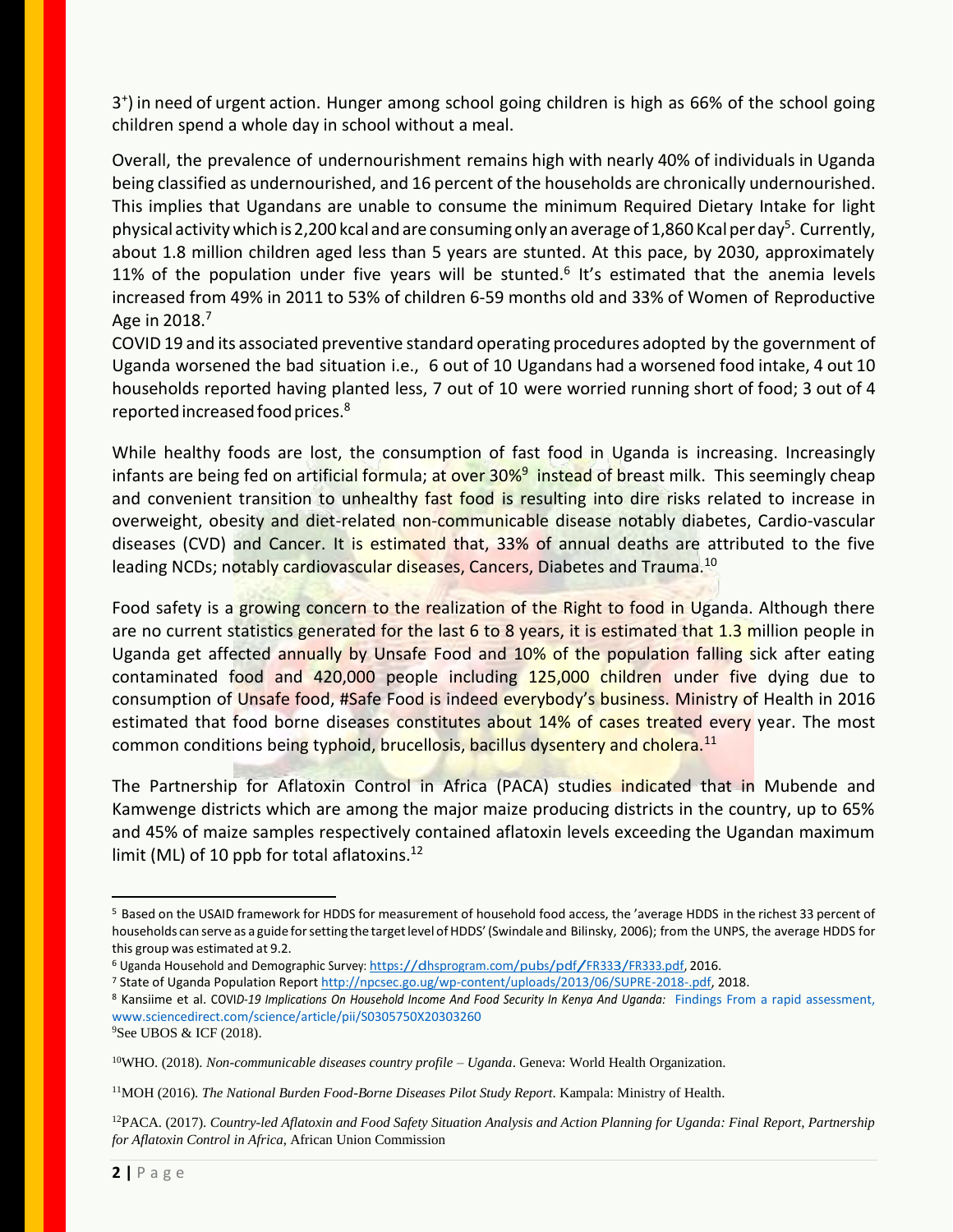3⁺) in need of urgent action. Hunger among school going children is high as 66% of the school going children spend a whole day in school without a meal.

Overall, the prevalence of undernourishment remains high with nearly 40% of individuals in Uganda being classified as undernourished, and 16 percent of the households are chronically undernourished. This implies that Ugandans are unable to consume the minimum Required Dietary Intake for light physical activity which is 2,200 kcal and are consuming only an average of 1,860 Kcal per day[5]. Currently, about 1.8 million children aged less than 5 years are stunted. At this pace, by 2030, approximately 11% of the population under five years will be stunted.[6] It's estimated that the anemia levels increased from 49% in 2011 to 53% of children 6-59 months old and 33% of Women of Reproductive Age in 2018.[7]

COVID 19 and its associated preventive standard operating procedures adopted by the government of Uganda worsened the bad situation i.e., 6 out of 10 Ugandans had a worsened food intake, 4 out 10 households reported having planted less, 7 out of 10 were worried running short of food; 3 out of 4 reported increased food prices.[8]

While healthy foods are lost, the consumption of fast food in Uganda is increasing. Increasingly infants are being fed on artificial formula; at over 30%[9] instead of breast milk. This seemingly cheap and convenient transition to unhealthy fast food is resulting into dire risks related to increase in overweight, obesity and diet-related non-communicable disease notably diabetes, Cardio-vascular diseases (CVD) and Cancer. It is estimated that, 33% of annual deaths are attributed to the five leading NCDs; notably cardiovascular diseases, Cancers, Diabetes and Trauma.[10]

Food safety is a growing concern to the realization of the Right to food in Uganda. Although there are no current statistics generated for the last 6 to 8 years, it is estimated that 1.3 million people in Uganda get affected annually by Unsafe Food and 10% of the population falling sick after eating contaminated food and 420,000 people including 125,000 children under five dying due to consumption of Unsafe food, #Safe Food is indeed everybody's business. Ministry of Health in 2016 estimated that food borne diseases constitutes about 14% of cases treated every year. The most common conditions being typhoid, brucellosis, bacillus dysentery and cholera.[11]

The Partnership for Aflatoxin Control in Africa (PACA) studies indicated that in Mubende and Kamwenge districts which are among the major maize producing districts in the country, up to 65% and 45% of maize samples respectively contained aflatoxin levels exceeding the Ugandan maximum limit (ML) of 10 ppb for total aflatoxins.[12]

---

[5] Based on the USAID framework for HDDS for measurement of household food access, the 'average HDDS in the richest 33 percent of households can serve as a guide for setting the target level of HDDS' (Swindale and Bilinsky, 2006); from the UNPS, the average HDDS for this group was estimated at 9.2.

[6] Uganda Household and Demographic Survey: https://dhsprogram.com/pubs/pdf/FR333/FR333.pdf, 2016.

[7] State of Uganda Population Report http://npcsec.go.ug/wp-content/uploads/2013/06/SUPRE-2018-.pdf, 2018.

[8] Kansiime et al. *COVID-19 Implications On Household Income And Food Security In Kenya And Uganda:* Findings From a rapid assessment, www.sciencedirect.com/science/article/pii/S0305750X20303260

[9] See UBOS & ICF (2018).

[10] WHO. (2018). *Non-communicable diseases country profile – Uganda*. Geneva: World Health Organization.

[11] MOH (2016). *The National Burden Food-Borne Diseases Pilot Study Report*. Kampala: Ministry of Health.

[12] PACA. (2017). *Country-led Aflatoxin and Food Safety Situation Analysis and Action Planning for Uganda: Final Report, Partnership for Aflatoxin Control in Africa*, African Union Commission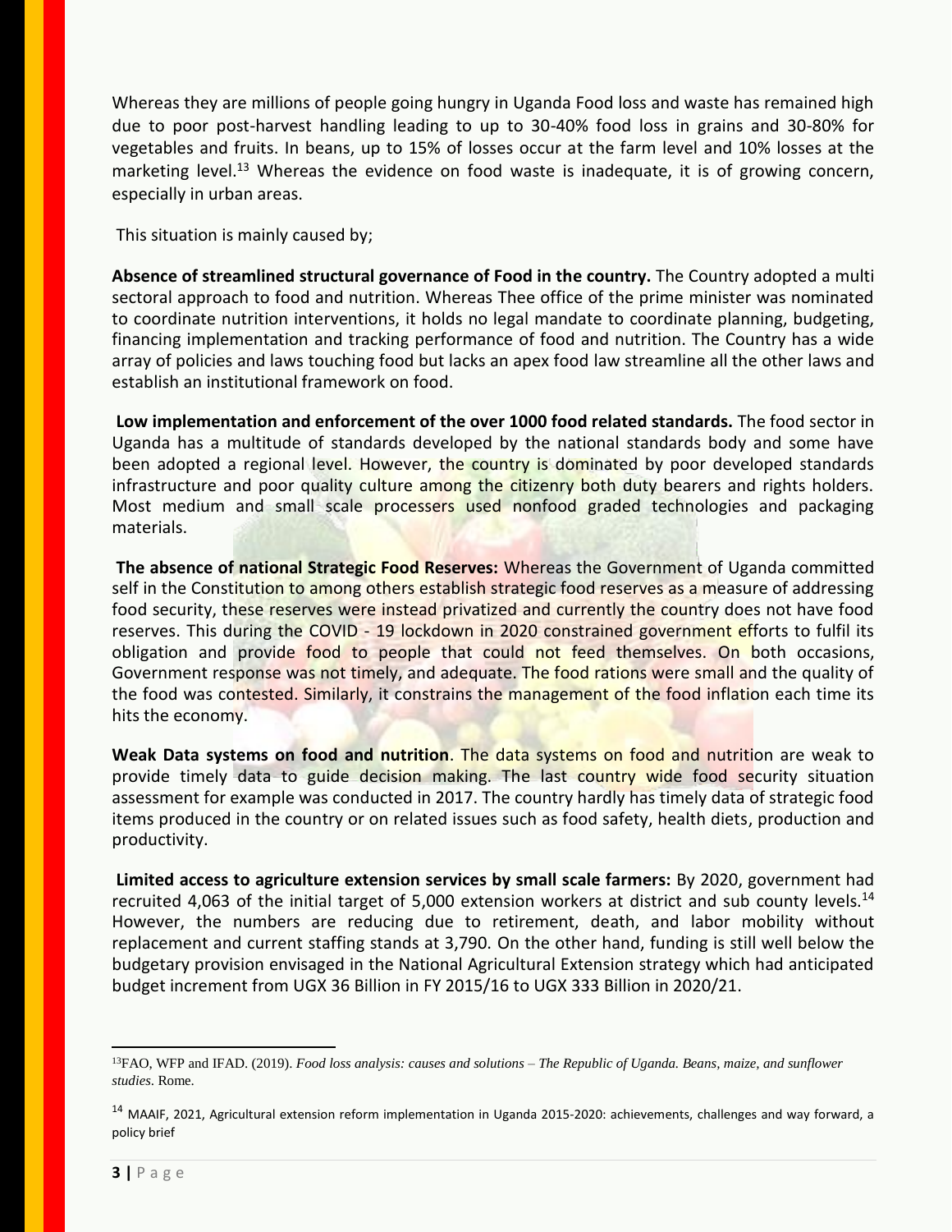Whereas they are millions of people going hungry in Uganda Food loss and waste has remained high due to poor post-harvest handling leading to up to 30-40% food loss in grains and 30-80% for vegetables and fruits. In beans, up to 15% of losses occur at the farm level and 10% losses at the marketing level.[13] Whereas the evidence on food waste is inadequate, it is of growing concern, especially in urban areas.

This situation is mainly caused by;

**Absence of streamlined structural governance of Food in the country.** The Country adopted a multi sectoral approach to food and nutrition. Whereas Thee office of the prime minister was nominated to coordinate nutrition interventions, it holds no legal mandate to coordinate planning, budgeting, financing implementation and tracking performance of food and nutrition. The Country has a wide array of policies and laws touching food but lacks an apex food law streamline all the other laws and establish an institutional framework on food.

**Low implementation and enforcement of the over 1000 food related standards.** The food sector in Uganda has a multitude of standards developed by the national standards body and some have been adopted a regional level. However, the country is dominated by poor developed standards infrastructure and poor quality culture among the citizenry both duty bearers and rights holders. Most medium and small scale processers used nonfood graded technologies and packaging materials.

**The absence of national Strategic Food Reserves:** Whereas the Government of Uganda committed self in the Constitution to among others establish strategic food reserves as a measure of addressing food security, these reserves were instead privatized and currently the country does not have food reserves. This during the COVID - 19 lockdown in 2020 constrained government efforts to fulfil its obligation and provide food to people that could not feed themselves. On both occasions, Government response was not timely, and adequate. The food rations were small and the quality of the food was contested. Similarly, it constrains the management of the food inflation each time its hits the economy.

**Weak Data systems on food and nutrition**. The data systems on food and nutrition are weak to provide timely data to guide decision making. The last country wide food security situation assessment for example was conducted in 2017. The country hardly has timely data of strategic food items produced in the country or on related issues such as food safety, health diets, production and productivity.

**Limited access to agriculture extension services by small scale farmers:** By 2020, government had recruited 4,063 of the initial target of 5,000 extension workers at district and sub county levels.[14] However, the numbers are reducing due to retirement, death, and labor mobility without replacement and current staffing stands at 3,790. On the other hand, funding is still well below the budgetary provision envisaged in the National Agricultural Extension strategy which had anticipated budget increment from UGX 36 Billion in FY 2015/16 to UGX 333 Billion in 2020/21.

---

[13] FAO, WFP and IFAD. (2019). *Food loss analysis: causes and solutions – The Republic of Uganda. Beans, maize, and sunflower studies*. Rome.

[14] MAAIF, 2021, Agricultural extension reform implementation in Uganda 2015-2020: achievements, challenges and way forward, a policy brief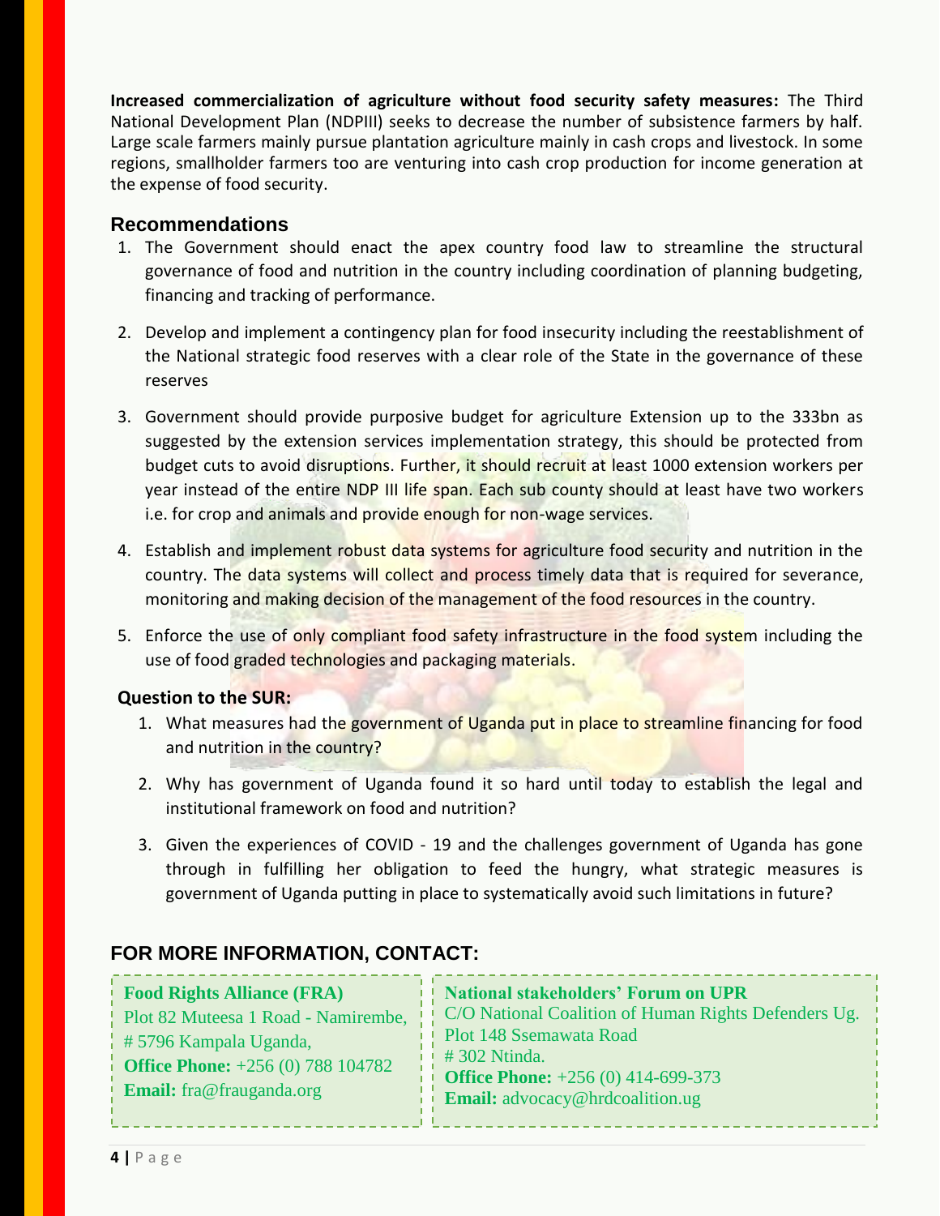**Increased commercialization of agriculture without food security safety measures:** The Third National Development Plan (NDPIII) seeks to decrease the number of subsistence farmers by half. Large scale farmers mainly pursue plantation agriculture mainly in cash crops and livestock. In some regions, smallholder farmers too are venturing into cash crop production for income generation at the expense of food security.

## Recommendations

1. The Government should enact the apex country food law to streamline the structural governance of food and nutrition in the country including coordination of planning budgeting, financing and tracking of performance.
2. Develop and implement a contingency plan for food insecurity including the reestablishment of the National strategic food reserves with a clear role of the State in the governance of these reserves
3. Government should provide purposive budget for agriculture Extension up to the 333bn as suggested by the extension services implementation strategy, this should be protected from budget cuts to avoid disruptions. Further, it should recruit at least 1000 extension workers per year instead of the entire NDP III life span. Each sub county should at least have two workers i.e. for crop and animals and provide enough for non-wage services.
4. Establish and implement robust data systems for agriculture food security and nutrition in the country. The data systems will collect and process timely data that is required for severance, monitoring and making decision of the management of the food resources in the country.
5. Enforce the use of only compliant food safety infrastructure in the food system including the use of food graded technologies and packaging materials.

**Question to the SUR:**

1. What measures had the government of Uganda put in place to streamline financing for food and nutrition in the country?
2. Why has government of Uganda found it so hard until today to establish the legal and institutional framework on food and nutrition?
3. Given the experiences of COVID - 19 and the challenges government of Uganda has gone through in fulfilling her obligation to feed the hungry, what strategic measures is government of Uganda putting in place to systematically avoid such limitations in future?

## FOR MORE INFORMATION, CONTACT:

**Food Rights Alliance (FRA)**
Plot 82 Muteesa 1 Road - Namirembe,
# 5796 Kampala Uganda,
**Office Phone:** +256 (0) 788 104782
**Email:** fra@frauganda.org

**National stakeholders' Forum on UPR**
C/O National Coalition of Human Rights Defenders Ug.
Plot 148 Ssemawata Road
# 302 Ntinda.
**Office Phone:** +256 (0) 414-699-373
**Email:** advocacy@hrdcoalition.ug